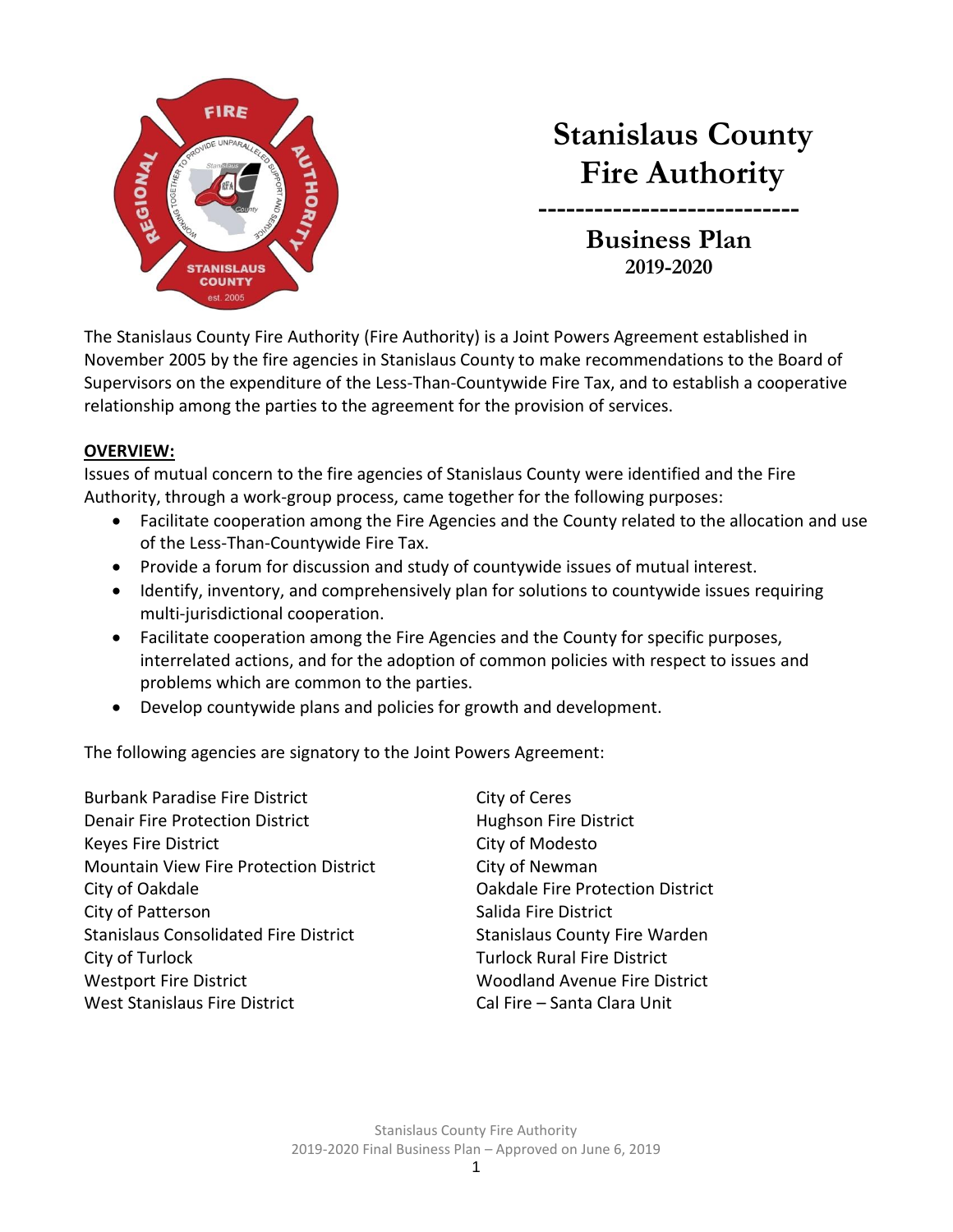# Stanislaus County Fire Authority

---

## Business Plan
### 2019-2020

The Stanislaus County Fire Authority (Fire Authority) is a Joint Powers Agreement established in November 2005 by the fire agencies in Stanislaus County to make recommendations to the Board of Supervisors on the expenditure of the Less-Than-Countywide Fire Tax, and to establish a cooperative relationship among the parties to the agreement for the provision of services.

**OVERVIEW:**

Issues of mutual concern to the fire agencies of Stanislaus County were identified and the Fire Authority, through a work-group process, came together for the following purposes:

- Facilitate cooperation among the Fire Agencies and the County related to the allocation and use of the Less-Than-Countywide Fire Tax.
- Provide a forum for discussion and study of countywide issues of mutual interest.
- Identify, inventory, and comprehensively plan for solutions to countywide issues requiring multi-jurisdictional cooperation.
- Facilitate cooperation among the Fire Agencies and the County for specific purposes, interrelated actions, and for the adoption of common policies with respect to issues and problems which are common to the parties.
- Develop countywide plans and policies for growth and development.

The following agencies are signatory to the Joint Powers Agreement:

Burbank Paradise Fire District
Denair Fire Protection District
Keyes Fire District
Mountain View Fire Protection District
City of Oakdale
City of Patterson
Stanislaus Consolidated Fire District
City of Turlock
Westport Fire District
West Stanislaus Fire District
City of Ceres
Hughson Fire District
City of Modesto
City of Newman
Oakdale Fire Protection District
Salida Fire District
Stanislaus County Fire Warden
Turlock Rural Fire District
Woodland Avenue Fire District
Cal Fire – Santa Clara Unit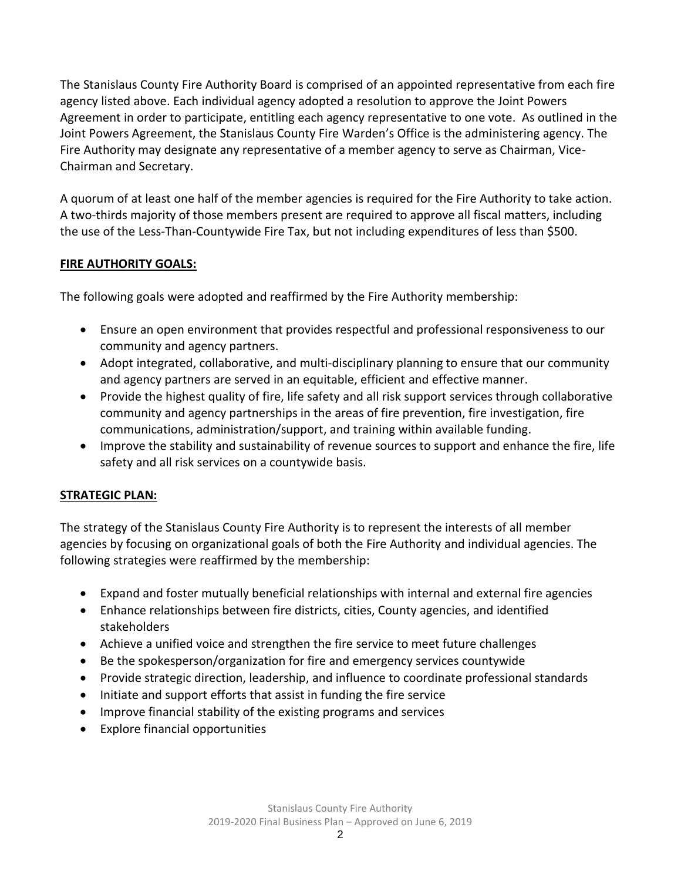The Stanislaus County Fire Authority Board is comprised of an appointed representative from each fire agency listed above. Each individual agency adopted a resolution to approve the Joint Powers Agreement in order to participate, entitling each agency representative to one vote. As outlined in the Joint Powers Agreement, the Stanislaus County Fire Warden's Office is the administering agency. The Fire Authority may designate any representative of a member agency to serve as Chairman, Vice-Chairman and Secretary.

A quorum of at least one half of the member agencies is required for the Fire Authority to take action. A two-thirds majority of those members present are required to approve all fiscal matters, including the use of the Less-Than-Countywide Fire Tax, but not including expenditures of less than $500.

## FIRE AUTHORITY GOALS:

The following goals were adopted and reaffirmed by the Fire Authority membership:

- Ensure an open environment that provides respectful and professional responsiveness to our community and agency partners.
- Adopt integrated, collaborative, and multi-disciplinary planning to ensure that our community and agency partners are served in an equitable, efficient and effective manner.
- Provide the highest quality of fire, life safety and all risk support services through collaborative community and agency partnerships in the areas of fire prevention, fire investigation, fire communications, administration/support, and training within available funding.
- Improve the stability and sustainability of revenue sources to support and enhance the fire, life safety and all risk services on a countywide basis.

## STRATEGIC PLAN:

The strategy of the Stanislaus County Fire Authority is to represent the interests of all member agencies by focusing on organizational goals of both the Fire Authority and individual agencies. The following strategies were reaffirmed by the membership:

- Expand and foster mutually beneficial relationships with internal and external fire agencies
- Enhance relationships between fire districts, cities, County agencies, and identified stakeholders
- Achieve a unified voice and strengthen the fire service to meet future challenges
- Be the spokesperson/organization for fire and emergency services countywide
- Provide strategic direction, leadership, and influence to coordinate professional standards
- Initiate and support efforts that assist in funding the fire service
- Improve financial stability of the existing programs and services
- Explore financial opportunities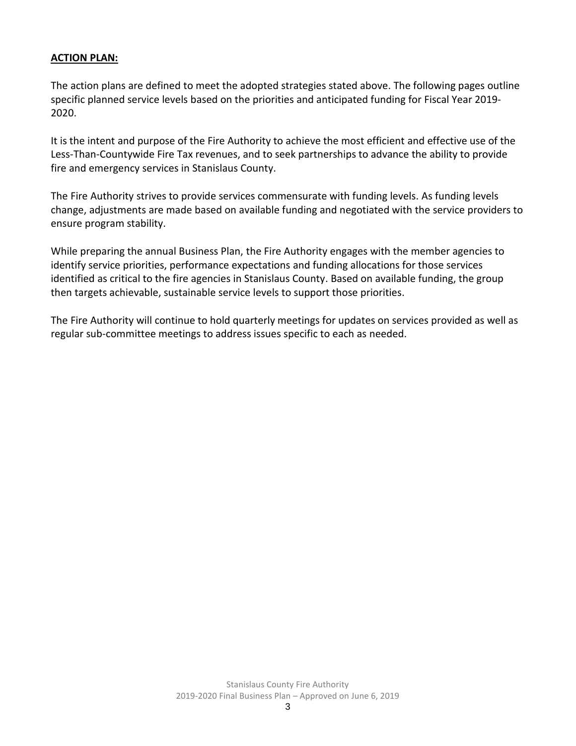**ACTION PLAN:**

The action plans are defined to meet the adopted strategies stated above. The following pages outline specific planned service levels based on the priorities and anticipated funding for Fiscal Year 2019-2020.

It is the intent and purpose of the Fire Authority to achieve the most efficient and effective use of the Less-Than-Countywide Fire Tax revenues, and to seek partnerships to advance the ability to provide fire and emergency services in Stanislaus County.

The Fire Authority strives to provide services commensurate with funding levels. As funding levels change, adjustments are made based on available funding and negotiated with the service providers to ensure program stability.

While preparing the annual Business Plan, the Fire Authority engages with the member agencies to identify service priorities, performance expectations and funding allocations for those services identified as critical to the fire agencies in Stanislaus County. Based on available funding, the group then targets achievable, sustainable service levels to support those priorities.

The Fire Authority will continue to hold quarterly meetings for updates on services provided as well as regular sub-committee meetings to address issues specific to each as needed.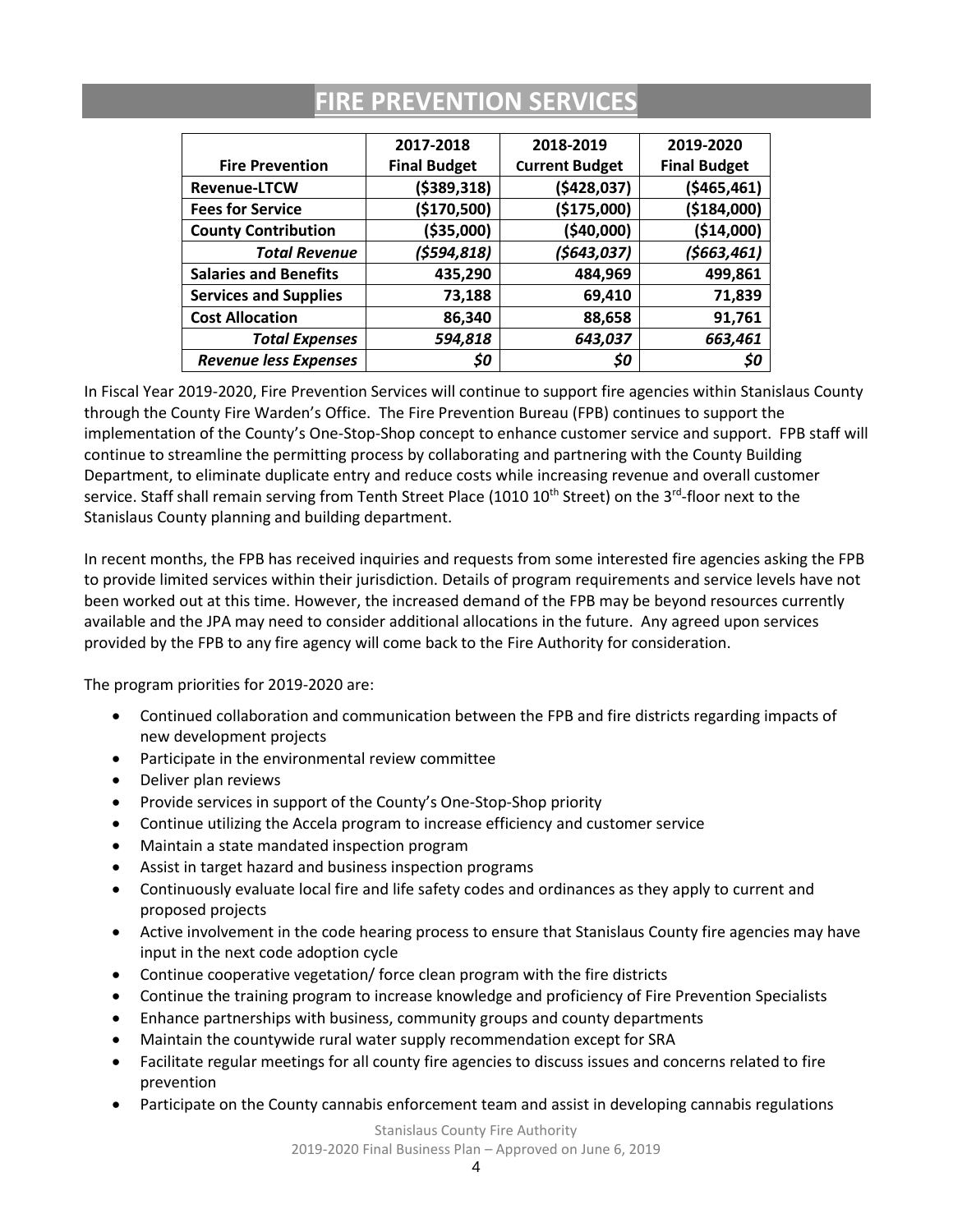# FIRE PREVENTION SERVICES

| Fire Prevention | 2017-2018 Final Budget | 2018-2019 Current Budget | 2019-2020 Final Budget |
|---|---|---|---|
| **Revenue-LTCW** | **($389,318)** | **($428,037)** | **($465,461)** |
| **Fees for Service** | **($170,500)** | **($175,000)** | **($184,000)** |
| **County Contribution** | **($35,000)** | **($40,000)** | **($14,000)** |
| ***Total Revenue*** | ***($594,818)*** | ***($643,037)*** | ***($663,461)*** |
| **Salaries and Benefits** | **435,290** | **484,969** | **499,861** |
| **Services and Supplies** | **73,188** | **69,410** | **71,839** |
| **Cost Allocation** | **86,340** | **88,658** | **91,761** |
| ***Total Expenses*** | ***594,818*** | ***643,037*** | ***663,461*** |
| ***Revenue less Expenses*** | ***$0*** | ***$0*** | ***$0*** |

In Fiscal Year 2019-2020, Fire Prevention Services will continue to support fire agencies within Stanislaus County through the County Fire Warden's Office. The Fire Prevention Bureau (FPB) continues to support the implementation of the County's One-Stop-Shop concept to enhance customer service and support. FPB staff will continue to streamline the permitting process by collaborating and partnering with the County Building Department, to eliminate duplicate entry and reduce costs while increasing revenue and overall customer service. Staff shall remain serving from Tenth Street Place (1010 10th Street) on the 3rd-floor next to the Stanislaus County planning and building department.

In recent months, the FPB has received inquiries and requests from some interested fire agencies asking the FPB to provide limited services within their jurisdiction. Details of program requirements and service levels have not been worked out at this time. However, the increased demand of the FPB may be beyond resources currently available and the JPA may need to consider additional allocations in the future. Any agreed upon services provided by the FPB to any fire agency will come back to the Fire Authority for consideration.

The program priorities for 2019-2020 are:

- Continued collaboration and communication between the FPB and fire districts regarding impacts of new development projects
- Participate in the environmental review committee
- Deliver plan reviews
- Provide services in support of the County's One-Stop-Shop priority
- Continue utilizing the Accela program to increase efficiency and customer service
- Maintain a state mandated inspection program
- Assist in target hazard and business inspection programs
- Continuously evaluate local fire and life safety codes and ordinances as they apply to current and proposed projects
- Active involvement in the code hearing process to ensure that Stanislaus County fire agencies may have input in the next code adoption cycle
- Continue cooperative vegetation/ force clean program with the fire districts
- Continue the training program to increase knowledge and proficiency of Fire Prevention Specialists
- Enhance partnerships with business, community groups and county departments
- Maintain the countywide rural water supply recommendation except for SRA
- Facilitate regular meetings for all county fire agencies to discuss issues and concerns related to fire prevention
- Participate on the County cannabis enforcement team and assist in developing cannabis regulations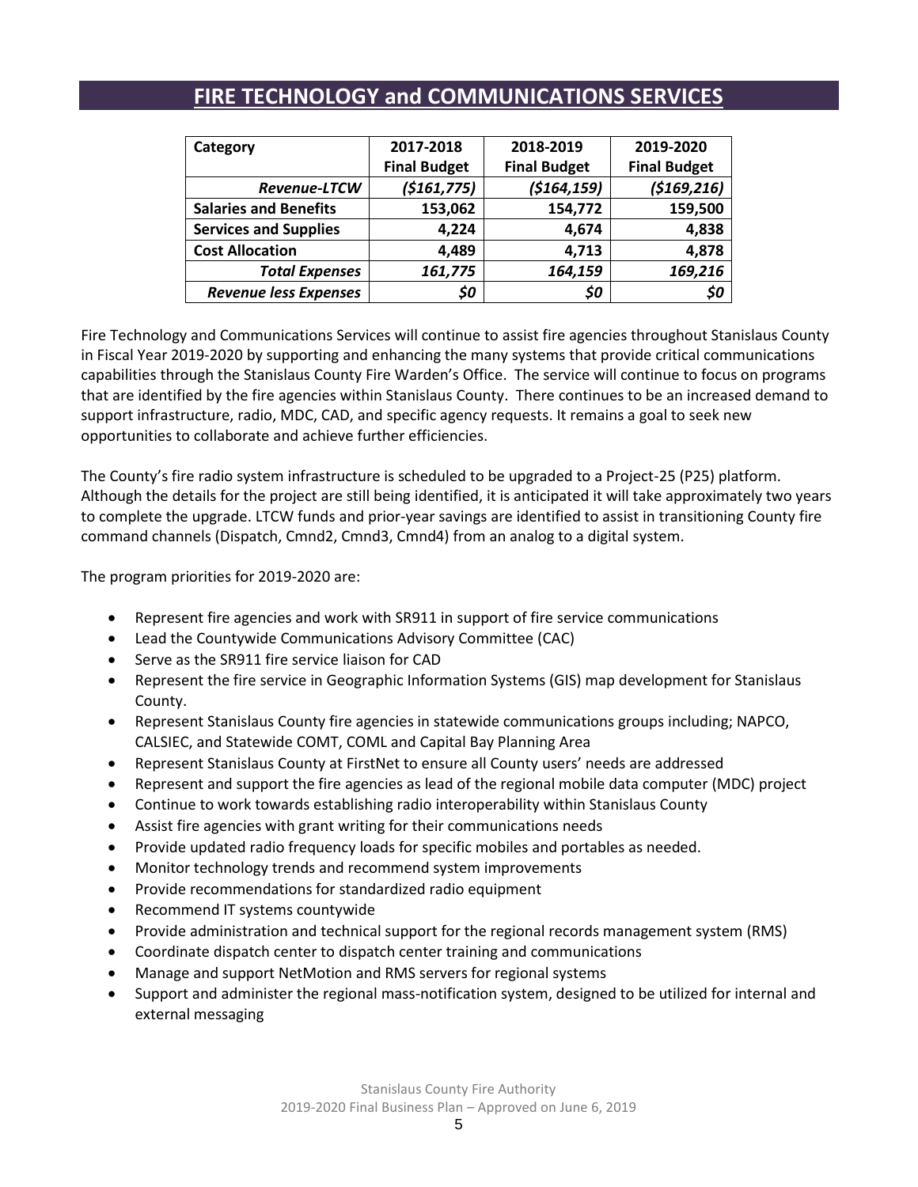# FIRE TECHNOLOGY and COMMUNICATIONS SERVICES

| Category | 2017-2018 Final Budget | 2018-2019 Final Budget | 2019-2020 Final Budget |
|---|---|---|---|
| ***Revenue-LTCW*** | ***($161,775)*** | ***($164,159)*** | ***($169,216)*** |
| **Salaries and Benefits** | **153,062** | **154,772** | **159,500** |
| **Services and Supplies** | **4,224** | **4,674** | **4,838** |
| **Cost Allocation** | **4,489** | **4,713** | **4,878** |
| ***Total Expenses*** | ***161,775*** | ***164,159*** | ***169,216*** |
| ***Revenue less Expenses*** | ***$0*** | ***$0*** | ***$0*** |

Fire Technology and Communications Services will continue to assist fire agencies throughout Stanislaus County in Fiscal Year 2019-2020 by supporting and enhancing the many systems that provide critical communications capabilities through the Stanislaus County Fire Warden's Office. The service will continue to focus on programs that are identified by the fire agencies within Stanislaus County. There continues to be an increased demand to support infrastructure, radio, MDC, CAD, and specific agency requests. It remains a goal to seek new opportunities to collaborate and achieve further efficiencies.

The County's fire radio system infrastructure is scheduled to be upgraded to a Project-25 (P25) platform. Although the details for the project are still being identified, it is anticipated it will take approximately two years to complete the upgrade. LTCW funds and prior-year savings are identified to assist in transitioning County fire command channels (Dispatch, Cmnd2, Cmnd3, Cmnd4) from an analog to a digital system.

The program priorities for 2019-2020 are:

- Represent fire agencies and work with SR911 in support of fire service communications
- Lead the Countywide Communications Advisory Committee (CAC)
- Serve as the SR911 fire service liaison for CAD
- Represent the fire service in Geographic Information Systems (GIS) map development for Stanislaus County.
- Represent Stanislaus County fire agencies in statewide communications groups including; NAPCO, CALSIEC, and Statewide COMT, COML and Capital Bay Planning Area
- Represent Stanislaus County at FirstNet to ensure all County users' needs are addressed
- Represent and support the fire agencies as lead of the regional mobile data computer (MDC) project
- Continue to work towards establishing radio interoperability within Stanislaus County
- Assist fire agencies with grant writing for their communications needs
- Provide updated radio frequency loads for specific mobiles and portables as needed.
- Monitor technology trends and recommend system improvements
- Provide recommendations for standardized radio equipment
- Recommend IT systems countywide
- Provide administration and technical support for the regional records management system (RMS)
- Coordinate dispatch center to dispatch center training and communications
- Manage and support NetMotion and RMS servers for regional systems
- Support and administer the regional mass-notification system, designed to be utilized for internal and external messaging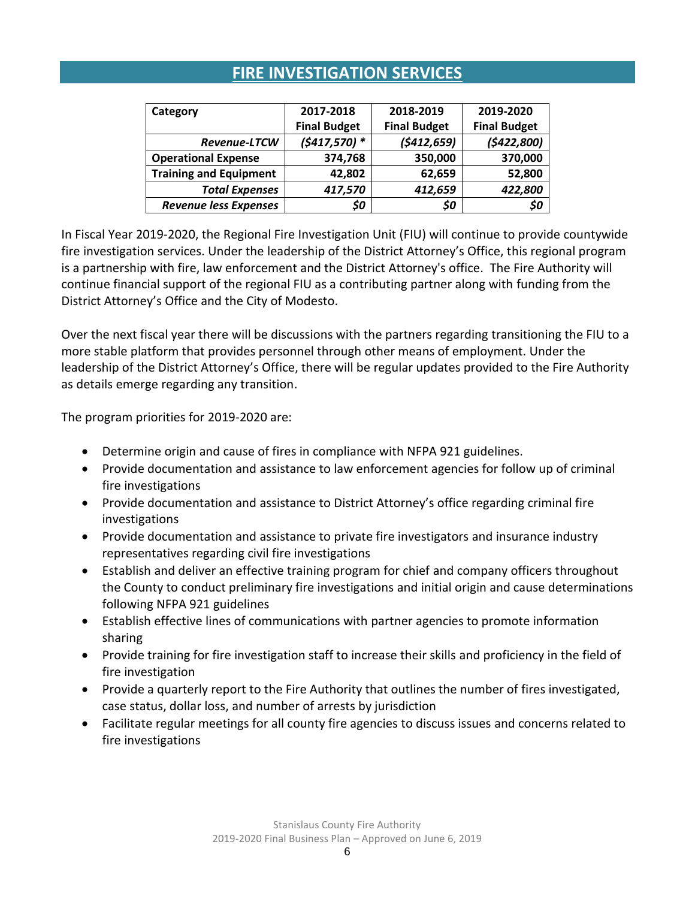## FIRE INVESTIGATION SERVICES

| Category | 2017-2018 Final Budget | 2018-2019 Final Budget | 2019-2020 Final Budget |
|---|---|---|---|
| *Revenue-LTCW* | *($417,570) ** | *($412,659)* | *($422,800)* |
| **Operational Expense** | **374,768** | **350,000** | **370,000** |
| **Training and Equipment** | **42,802** | **62,659** | **52,800** |
| ***Total Expenses*** | ***417,570*** | ***412,659*** | ***422,800*** |
| ***Revenue less Expenses*** | ***$0*** | ***$0*** | ***$0*** |

In Fiscal Year 2019-2020, the Regional Fire Investigation Unit (FIU) will continue to provide countywide fire investigation services. Under the leadership of the District Attorney's Office, this regional program is a partnership with fire, law enforcement and the District Attorney's office. The Fire Authority will continue financial support of the regional FIU as a contributing partner along with funding from the District Attorney's Office and the City of Modesto.

Over the next fiscal year there will be discussions with the partners regarding transitioning the FIU to a more stable platform that provides personnel through other means of employment. Under the leadership of the District Attorney's Office, there will be regular updates provided to the Fire Authority as details emerge regarding any transition.

The program priorities for 2019-2020 are:

- Determine origin and cause of fires in compliance with NFPA 921 guidelines.
- Provide documentation and assistance to law enforcement agencies for follow up of criminal fire investigations
- Provide documentation and assistance to District Attorney's office regarding criminal fire investigations
- Provide documentation and assistance to private fire investigators and insurance industry representatives regarding civil fire investigations
- Establish and deliver an effective training program for chief and company officers throughout the County to conduct preliminary fire investigations and initial origin and cause determinations following NFPA 921 guidelines
- Establish effective lines of communications with partner agencies to promote information sharing
- Provide training for fire investigation staff to increase their skills and proficiency in the field of fire investigation
- Provide a quarterly report to the Fire Authority that outlines the number of fires investigated, case status, dollar loss, and number of arrests by jurisdiction
- Facilitate regular meetings for all county fire agencies to discuss issues and concerns related to fire investigations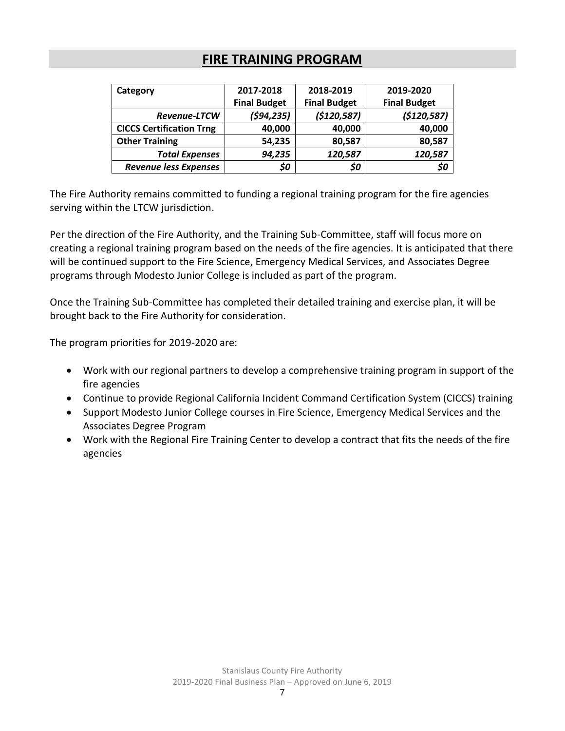# FIRE TRAINING PROGRAM

| Category | 2017-2018 Final Budget | 2018-2019 Final Budget | 2019-2020 Final Budget |
|---|---|---|---|
| ***Revenue-LTCW*** | ***($94,235)*** | ***($120,587)*** | ***($120,587)*** |
| **CICCS Certification Trng** | **40,000** | **40,000** | **40,000** |
| **Other Training** | **54,235** | **80,587** | **80,587** |
| ***Total Expenses*** | ***94,235*** | ***120,587*** | ***120,587*** |
| ***Revenue less Expenses*** | ***$0*** | ***$0*** | ***$0*** |

The Fire Authority remains committed to funding a regional training program for the fire agencies serving within the LTCW jurisdiction.

Per the direction of the Fire Authority, and the Training Sub-Committee, staff will focus more on creating a regional training program based on the needs of the fire agencies. It is anticipated that there will be continued support to the Fire Science, Emergency Medical Services, and Associates Degree programs through Modesto Junior College is included as part of the program.

Once the Training Sub-Committee has completed their detailed training and exercise plan, it will be brought back to the Fire Authority for consideration.

The program priorities for 2019-2020 are:

- Work with our regional partners to develop a comprehensive training program in support of the fire agencies
- Continue to provide Regional California Incident Command Certification System (CICCS) training
- Support Modesto Junior College courses in Fire Science, Emergency Medical Services and the Associates Degree Program
- Work with the Regional Fire Training Center to develop a contract that fits the needs of the fire agencies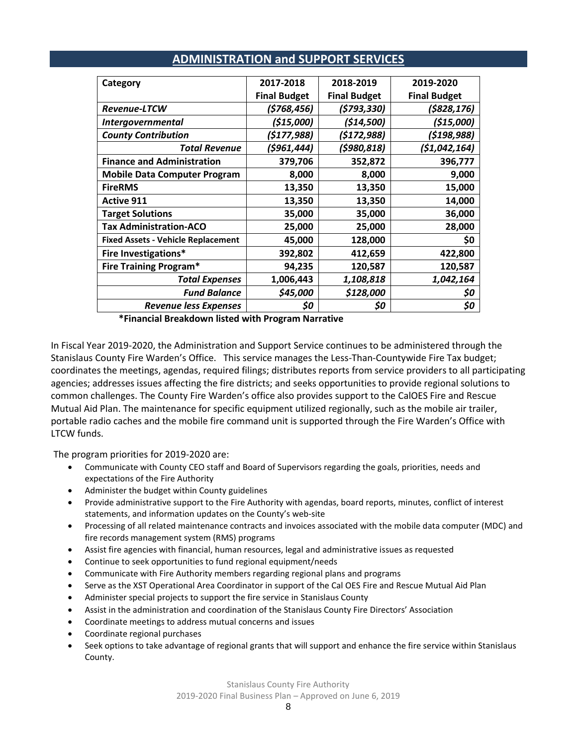## ADMINISTRATION and SUPPORT SERVICES

| Category | 2017-2018 Final Budget | 2018-2019 Final Budget | 2019-2020 Final Budget |
|---|---|---|---|
| ***Revenue-LTCW*** | ***($768,456)*** | ***($793,330)*** | ***($828,176)*** |
| ***Intergovernmental*** | ***($15,000)*** | ***($14,500)*** | ***($15,000)*** |
| ***County Contribution*** | ***($177,988)*** | ***($172,988)*** | ***($198,988)*** |
| ***Total Revenue*** | ***($961,444)*** | ***($980,818)*** | ***($1,042,164)*** |
| **Finance and Administration** | **379,706** | **352,872** | **396,777** |
| **Mobile Data Computer Program** | **8,000** | **8,000** | **9,000** |
| **FireRMS** | **13,350** | **13,350** | **15,000** |
| **Active 911** | **13,350** | **13,350** | **14,000** |
| **Target Solutions** | **35,000** | **35,000** | **36,000** |
| **Tax Administration-ACO** | **25,000** | **25,000** | **28,000** |
| **Fixed Assets - Vehicle Replacement** | **45,000** | **128,000** | **$0** |
| **Fire Investigations*** | **392,802** | **412,659** | **422,800** |
| **Fire Training Program*** | **94,235** | **120,587** | **120,587** |
| ***Total Expenses*** | **1,006,443** | ***1,108,818*** | ***1,042,164*** |
| ***Fund Balance*** | ***$45,000*** | ***$128,000*** | ***$0*** |
| ***Revenue less Expenses*** | ***$0*** | ***$0*** | ***$0*** |

**\*Financial Breakdown listed with Program Narrative**

In Fiscal Year 2019-2020, the Administration and Support Service continues to be administered through the Stanislaus County Fire Warden's Office. This service manages the Less-Than-Countywide Fire Tax budget; coordinates the meetings, agendas, required filings; distributes reports from service providers to all participating agencies; addresses issues affecting the fire districts; and seeks opportunities to provide regional solutions to common challenges. The County Fire Warden's office also provides support to the CalOES Fire and Rescue Mutual Aid Plan. The maintenance for specific equipment utilized regionally, such as the mobile air trailer, portable radio caches and the mobile fire command unit is supported through the Fire Warden's Office with LTCW funds.

The program priorities for 2019-2020 are:

- Communicate with County CEO staff and Board of Supervisors regarding the goals, priorities, needs and expectations of the Fire Authority
- Administer the budget within County guidelines
- Provide administrative support to the Fire Authority with agendas, board reports, minutes, conflict of interest statements, and information updates on the County's web-site
- Processing of all related maintenance contracts and invoices associated with the mobile data computer (MDC) and fire records management system (RMS) programs
- Assist fire agencies with financial, human resources, legal and administrative issues as requested
- Continue to seek opportunities to fund regional equipment/needs
- Communicate with Fire Authority members regarding regional plans and programs
- Serve as the XST Operational Area Coordinator in support of the Cal OES Fire and Rescue Mutual Aid Plan
- Administer special projects to support the fire service in Stanislaus County
- Assist in the administration and coordination of the Stanislaus County Fire Directors' Association
- Coordinate meetings to address mutual concerns and issues
- Coordinate regional purchases
- Seek options to take advantage of regional grants that will support and enhance the fire service within Stanislaus County.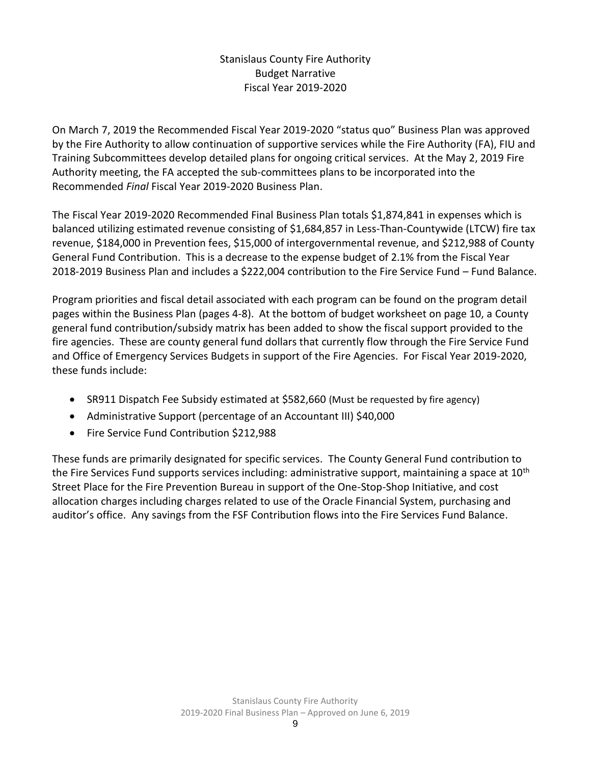# Stanislaus County Fire Authority
## Budget Narrative
## Fiscal Year 2019-2020

On March 7, 2019 the Recommended Fiscal Year 2019-2020 "status quo" Business Plan was approved by the Fire Authority to allow continuation of supportive services while the Fire Authority (FA), FIU and Training Subcommittees develop detailed plans for ongoing critical services. At the May 2, 2019 Fire Authority meeting, the FA accepted the sub-committees plans to be incorporated into the Recommended *Final* Fiscal Year 2019-2020 Business Plan.

The Fiscal Year 2019-2020 Recommended Final Business Plan totals $1,874,841 in expenses which is balanced utilizing estimated revenue consisting of $1,684,857 in Less-Than-Countywide (LTCW) fire tax revenue, $184,000 in Prevention fees, $15,000 of intergovernmental revenue, and $212,988 of County General Fund Contribution. This is a decrease to the expense budget of 2.1% from the Fiscal Year 2018-2019 Business Plan and includes a $222,004 contribution to the Fire Service Fund – Fund Balance.

Program priorities and fiscal detail associated with each program can be found on the program detail pages within the Business Plan (pages 4-8). At the bottom of budget worksheet on page 10, a County general fund contribution/subsidy matrix has been added to show the fiscal support provided to the fire agencies. These are county general fund dollars that currently flow through the Fire Service Fund and Office of Emergency Services Budgets in support of the Fire Agencies. For Fiscal Year 2019-2020, these funds include:

- SR911 Dispatch Fee Subsidy estimated at $582,660 (Must be requested by fire agency)
- Administrative Support (percentage of an Accountant III) $40,000
- Fire Service Fund Contribution $212,988

These funds are primarily designated for specific services. The County General Fund contribution to the Fire Services Fund supports services including: administrative support, maintaining a space at 10th Street Place for the Fire Prevention Bureau in support of the One-Stop-Shop Initiative, and cost allocation charges including charges related to use of the Oracle Financial System, purchasing and auditor's office. Any savings from the FSF Contribution flows into the Fire Services Fund Balance.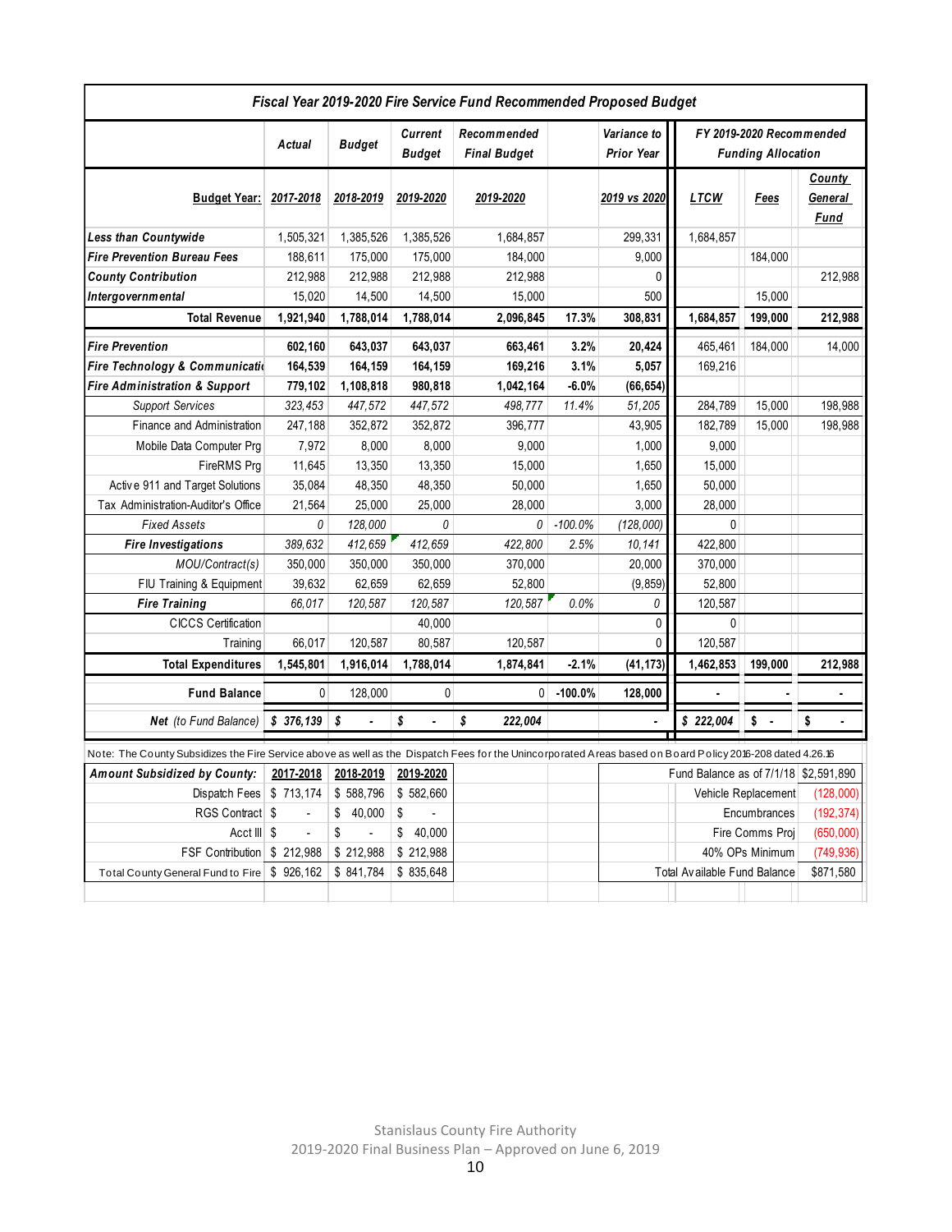## *Fiscal Year 2019-2020 Fire Service Fund Recommended Proposed Budget*

| | *Actual* | *Budget* | *Current Budget* | *Recommended Final Budget* | | *Variance to Prior Year* | *FY 2019-2020 Recommended Funding Allocation* | | |
|---|---|---|---|---|---|---|---|---|---|
| **Budget Year:** | **2017-2018** | **2018-2019** | **2019-2020** | **2019-2020** | | **2019 vs 2020** | **LTCW** | **Fees** | **County General Fund** |
| ***Less than Countywide*** | 1,505,321 | 1,385,526 | 1,385,526 | 1,684,857 | | 299,331 | 1,684,857 | | |
| ***Fire Prevention Bureau Fees*** | 188,611 | 175,000 | 175,000 | 184,000 | | 9,000 | | 184,000 | |
| ***County Contribution*** | 212,988 | 212,988 | 212,988 | 212,988 | | 0 | | | 212,988 |
| ***Intergovernmental*** | 15,020 | 14,500 | 14,500 | 15,000 | | 500 | | 15,000 | |
| **Total Revenue** | **1,921,940** | **1,788,014** | **1,788,014** | **2,096,845** | **17.3%** | **308,831** | **1,684,857** | **199,000** | **212,988** |
| ***Fire Prevention*** | **602,160** | **643,037** | **643,037** | **663,461** | **3.2%** | **20,424** | 465,461 | 184,000 | 14,000 |
| ***Fire Technology & Communicati*** | **164,539** | **164,159** | **164,159** | **169,216** | **3.1%** | **5,057** | 169,216 | | |
| ***Fire Administration & Support*** | **779,102** | **1,108,818** | **980,818** | **1,042,164** | **-6.0%** | **(66,654)** | | | |
| *Support Services* | *323,453* | *447,572* | *447,572* | *498,777* | *11.4%* | *51,205* | 284,789 | 15,000 | 198,988 |
| Finance and Administration | 247,188 | 352,872 | 352,872 | 396,777 | | 43,905 | 182,789 | 15,000 | 198,988 |
| Mobile Data Computer Prg | 7,972 | 8,000 | 8,000 | 9,000 | | 1,000 | 9,000 | | |
| FireRMS Prg | 11,645 | 13,350 | 13,350 | 15,000 | | 1,650 | 15,000 | | |
| Active 911 and Target Solutions | 35,084 | 48,350 | 48,350 | 50,000 | | 1,650 | 50,000 | | |
| Tax Administration-Auditor's Office | 21,564 | 25,000 | 25,000 | 28,000 | | 3,000 | 28,000 | | |
| *Fixed Assets* | *0* | *128,000* | *0* | *0* | *-100.0%* | *(128,000)* | 0 | | |
| ***Fire Investigations*** | *389,632* | *412,659* | *412,659* | *422,800* | *2.5%* | *10,141* | 422,800 | | |
| *MOU/Contract(s)* | 350,000 | 350,000 | 350,000 | 370,000 | | 20,000 | 370,000 | | |
| FIU Training & Equipment | 39,632 | 62,659 | 62,659 | 52,800 | | (9,859) | 52,800 | | |
| ***Fire Training*** | *66,017* | *120,587* | *120,587* | *120,587* | *0.0%* | *0* | 120,587 | | |
| CICCS Certification | | | 40,000 | | | 0 | 0 | | |
| Training | 66,017 | 120,587 | 80,587 | 120,587 | | 0 | 120,587 | | |
| **Total Expenditures** | **1,545,801** | **1,916,014** | **1,788,014** | **1,874,841** | **-2.1%** | **(41,173)** | **1,462,853** | **199,000** | **212,988** |
| **Fund Balance** | 0 | 128,000 | 0 | 0 | **-100.0%** | **128,000** | **-** | **-** | **-** |
| ***Net** (to Fund Balance)* | ***$ 376,139*** | ***$ -*** | ***$ -*** | ***$ 222,004*** | | **-** | ***$ 222,004*** | **$ -** | **$ -** |

Note: The County Subsidizes the Fire Service above as well as the Dispatch Fees for the Unincorporated Areas based on Board Policy 2016-208 dated 4.26.16

| ***Amount Subsidized by County:*** | **2017-2018** | **2018-2019** | **2019-2020** |
|---|---|---|---|
| Dispatch Fees | $ 713,174 | $ 588,796 | $ 582,660 |
| RGS Contract | $ - | $ 40,000 | $ - |
| Acct III | $ - | $ - | $ 40,000 |
| FSF Contribution | $ 212,988 | $ 212,988 | $ 212,988 |
| Total County General Fund to Fire | $ 926,162 | $ 841,784 | $ 835,648 |

| | |
|---|---|
| Fund Balance as of 7/1/18 | $2,591,890 |
| Vehicle Replacement | (128,000) |
| Encumbrances | (192,374) |
| Fire Comms Proj | (650,000) |
| 40% OPs Minimum | (749,936) |
| Total Available Fund Balance | $871,580 |